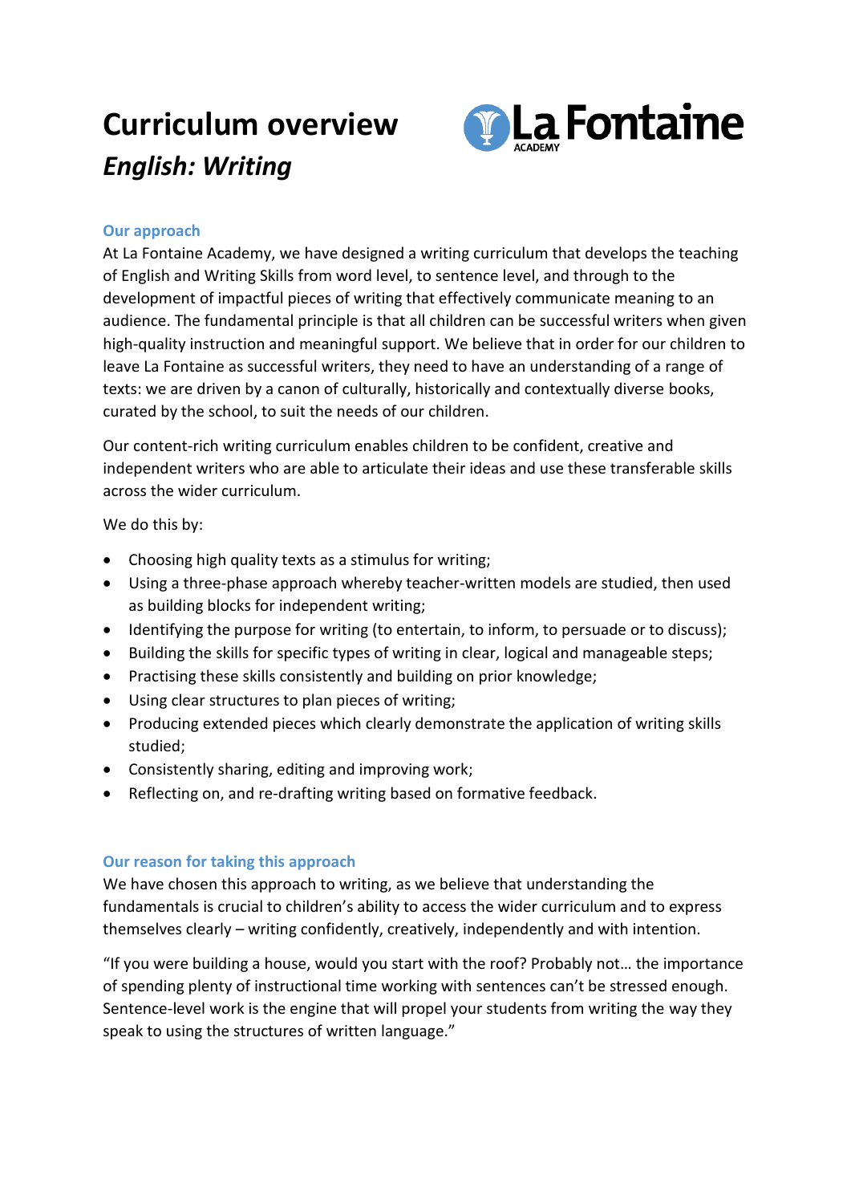# Curriculum overview

## *English: Writing*

### Our approach

At La Fontaine Academy, we have designed a writing curriculum that develops the teaching of English and Writing Skills from word level, to sentence level, and through to the development of impactful pieces of writing that effectively communicate meaning to an audience. The fundamental principle is that all children can be successful writers when given high-quality instruction and meaningful support. We believe that in order for our children to leave La Fontaine as successful writers, they need to have an understanding of a range of texts: we are driven by a canon of culturally, historically and contextually diverse books, curated by the school, to suit the needs of our children.

Our content-rich writing curriculum enables children to be confident, creative and independent writers who are able to articulate their ideas and use these transferable skills across the wider curriculum.

We do this by:

- Choosing high quality texts as a stimulus for writing;
- Using a three-phase approach whereby teacher-written models are studied, then used as building blocks for independent writing;
- Identifying the purpose for writing (to entertain, to inform, to persuade or to discuss);
- Building the skills for specific types of writing in clear, logical and manageable steps;
- Practising these skills consistently and building on prior knowledge;
- Using clear structures to plan pieces of writing;
- Producing extended pieces which clearly demonstrate the application of writing skills studied;
- Consistently sharing, editing and improving work;
- Reflecting on, and re-drafting writing based on formative feedback.

### Our reason for taking this approach

We have chosen this approach to writing, as we believe that understanding the fundamentals is crucial to children's ability to access the wider curriculum and to express themselves clearly – writing confidently, creatively, independently and with intention.

"If you were building a house, would you start with the roof? Probably not… the importance of spending plenty of instructional time working with sentences can't be stressed enough. Sentence-level work is the engine that will propel your students from writing the way they speak to using the structures of written language."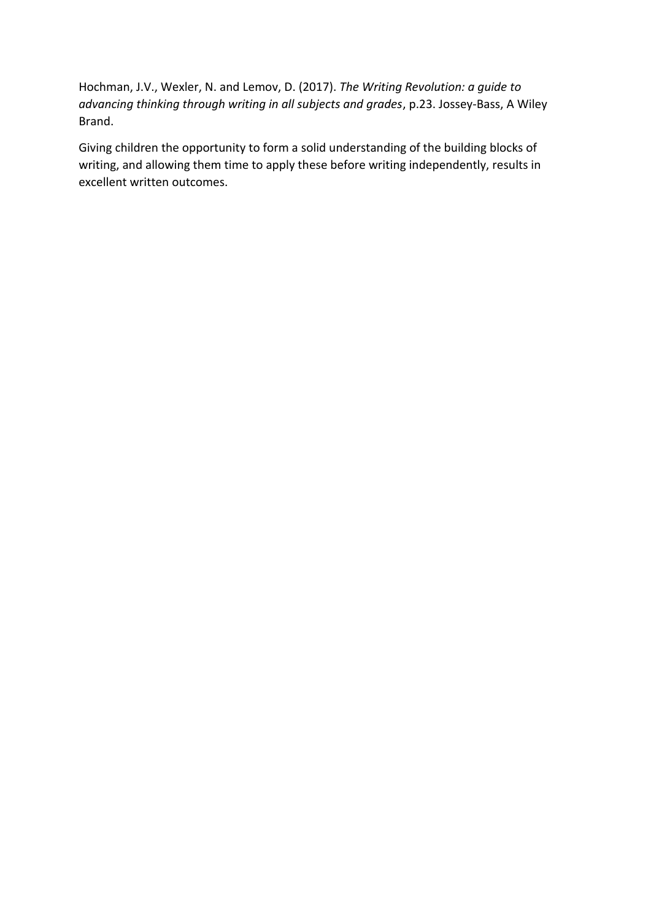Hochman, J.V., Wexler, N. and Lemov, D. (2017). *The Writing Revolution: a guide to advancing thinking through writing in all subjects and grades*, p.23. Jossey-Bass, A Wiley Brand.

Giving children the opportunity to form a solid understanding of the building blocks of writing, and allowing them time to apply these before writing independently, results in excellent written outcomes.